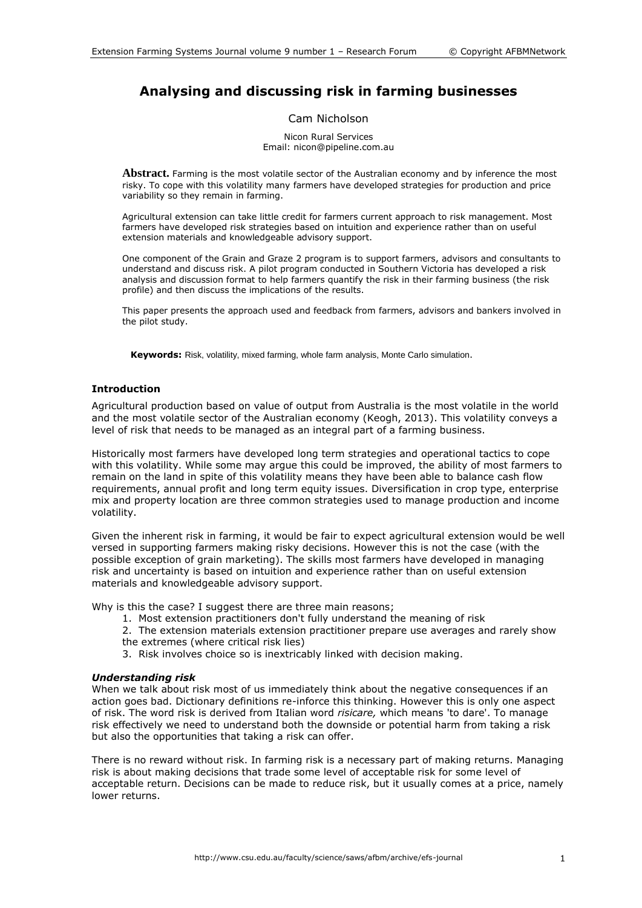# Analysing and discussing risk in farming businesses

Cam Nicholson

Nicon Rural Services
Email: nicon@pipeline.com.au

**Abstract.** Farming is the most volatile sector of the Australian economy and by inference the most risky. To cope with this volatility many farmers have developed strategies for production and price variability so they remain in farming.

Agricultural extension can take little credit for farmers current approach to risk management. Most farmers have developed risk strategies based on intuition and experience rather than on useful extension materials and knowledgeable advisory support.

One component of the Grain and Graze 2 program is to support farmers, advisors and consultants to understand and discuss risk. A pilot program conducted in Southern Victoria has developed a risk analysis and discussion format to help farmers quantify the risk in their farming business (the risk profile) and then discuss the implications of the results.

This paper presents the approach used and feedback from farmers, advisors and bankers involved in the pilot study.

**Keywords:** Risk, volatility, mixed farming, whole farm analysis, Monte Carlo simulation.

## Introduction

Agricultural production based on value of output from Australia is the most volatile in the world and the most volatile sector of the Australian economy (Keogh, 2013). This volatility conveys a level of risk that needs to be managed as an integral part of a farming business.

Historically most farmers have developed long term strategies and operational tactics to cope with this volatility. While some may argue this could be improved, the ability of most farmers to remain on the land in spite of this volatility means they have been able to balance cash flow requirements, annual profit and long term equity issues. Diversification in crop type, enterprise mix and property location are three common strategies used to manage production and income volatility.

Given the inherent risk in farming, it would be fair to expect agricultural extension would be well versed in supporting farmers making risky decisions. However this is not the case (with the possible exception of grain marketing). The skills most farmers have developed in managing risk and uncertainty is based on intuition and experience rather than on useful extension materials and knowledgeable advisory support.

Why is this the case? I suggest there are three main reasons;

1. Most extension practitioners don't fully understand the meaning of risk
2. The extension materials extension practitioner prepare use averages and rarely show the extremes (where critical risk lies)
3. Risk involves choice so is inextricably linked with decision making.

### *Understanding risk*

When we talk about risk most of us immediately think about the negative consequences if an action goes bad. Dictionary definitions re-inforce this thinking. However this is only one aspect of risk. The word risk is derived from Italian word *risicare,* which means 'to dare'. To manage risk effectively we need to understand both the downside or potential harm from taking a risk but also the opportunities that taking a risk can offer.

There is no reward without risk. In farming risk is a necessary part of making returns. Managing risk is about making decisions that trade some level of acceptable risk for some level of acceptable return. Decisions can be made to reduce risk, but it usually comes at a price, namely lower returns.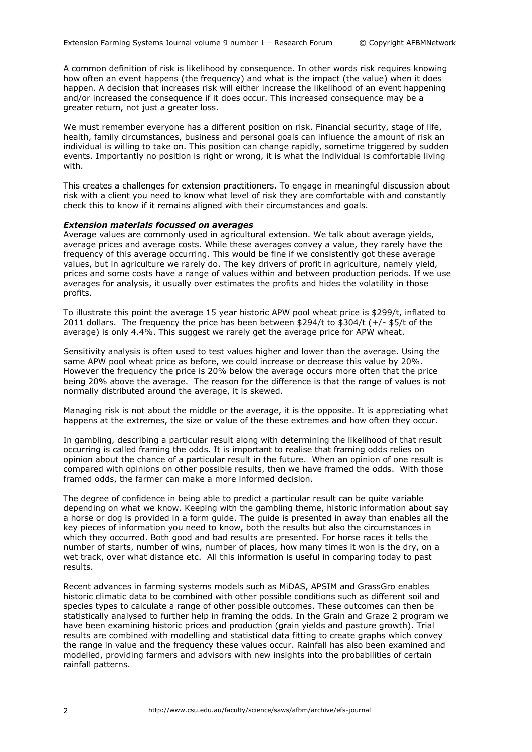A common definition of risk is likelihood by consequence. In other words risk requires knowing how often an event happens (the frequency) and what is the impact (the value) when it does happen. A decision that increases risk will either increase the likelihood of an event happening and/or increased the consequence if it does occur. This increased consequence may be a greater return, not just a greater loss.

We must remember everyone has a different position on risk. Financial security, stage of life, health, family circumstances, business and personal goals can influence the amount of risk an individual is willing to take on. This position can change rapidly, sometime triggered by sudden events. Importantly no position is right or wrong, it is what the individual is comfortable living with.

This creates a challenges for extension practitioners. To engage in meaningful discussion about risk with a client you need to know what level of risk they are comfortable with and constantly check this to know if it remains aligned with their circumstances and goals.

***Extension materials focussed on averages***

Average values are commonly used in agricultural extension. We talk about average yields, average prices and average costs. While these averages convey a value, they rarely have the frequency of this average occurring. This would be fine if we consistently got these average values, but in agriculture we rarely do. The key drivers of profit in agriculture, namely yield, prices and some costs have a range of values within and between production periods. If we use averages for analysis, it usually over estimates the profits and hides the volatility in those profits.

To illustrate this point the average 15 year historic APW pool wheat price is \$299/t, inflated to 2011 dollars. The frequency the price has been between \$294/t to \$304/t (+/- \$5/t of the average) is only 4.4%. This suggest we rarely get the average price for APW wheat.

Sensitivity analysis is often used to test values higher and lower than the average. Using the same APW pool wheat price as before, we could increase or decrease this value by 20%. However the frequency the price is 20% below the average occurs more often that the price being 20% above the average. The reason for the difference is that the range of values is not normally distributed around the average, it is skewed.

Managing risk is not about the middle or the average, it is the opposite. It is appreciating what happens at the extremes, the size or value of the these extremes and how often they occur.

In gambling, describing a particular result along with determining the likelihood of that result occurring is called framing the odds. It is important to realise that framing odds relies on opinion about the chance of a particular result in the future. When an opinion of one result is compared with opinions on other possible results, then we have framed the odds. With those framed odds, the farmer can make a more informed decision.

The degree of confidence in being able to predict a particular result can be quite variable depending on what we know. Keeping with the gambling theme, historic information about say a horse or dog is provided in a form guide. The guide is presented in away than enables all the key pieces of information you need to know, both the results but also the circumstances in which they occurred. Both good and bad results are presented. For horse races it tells the number of starts, number of wins, number of places, how many times it won is the dry, on a wet track, over what distance etc. All this information is useful in comparing today to past results.

Recent advances in farming systems models such as MiDAS, APSIM and GrassGro enables historic climatic data to be combined with other possible conditions such as different soil and species types to calculate a range of other possible outcomes. These outcomes can then be statistically analysed to further help in framing the odds. In the Grain and Graze 2 program we have been examining historic prices and production (grain yields and pasture growth). Trial results are combined with modelling and statistical data fitting to create graphs which convey the range in value and the frequency these values occur. Rainfall has also been examined and modelled, providing farmers and advisors with new insights into the probabilities of certain rainfall patterns.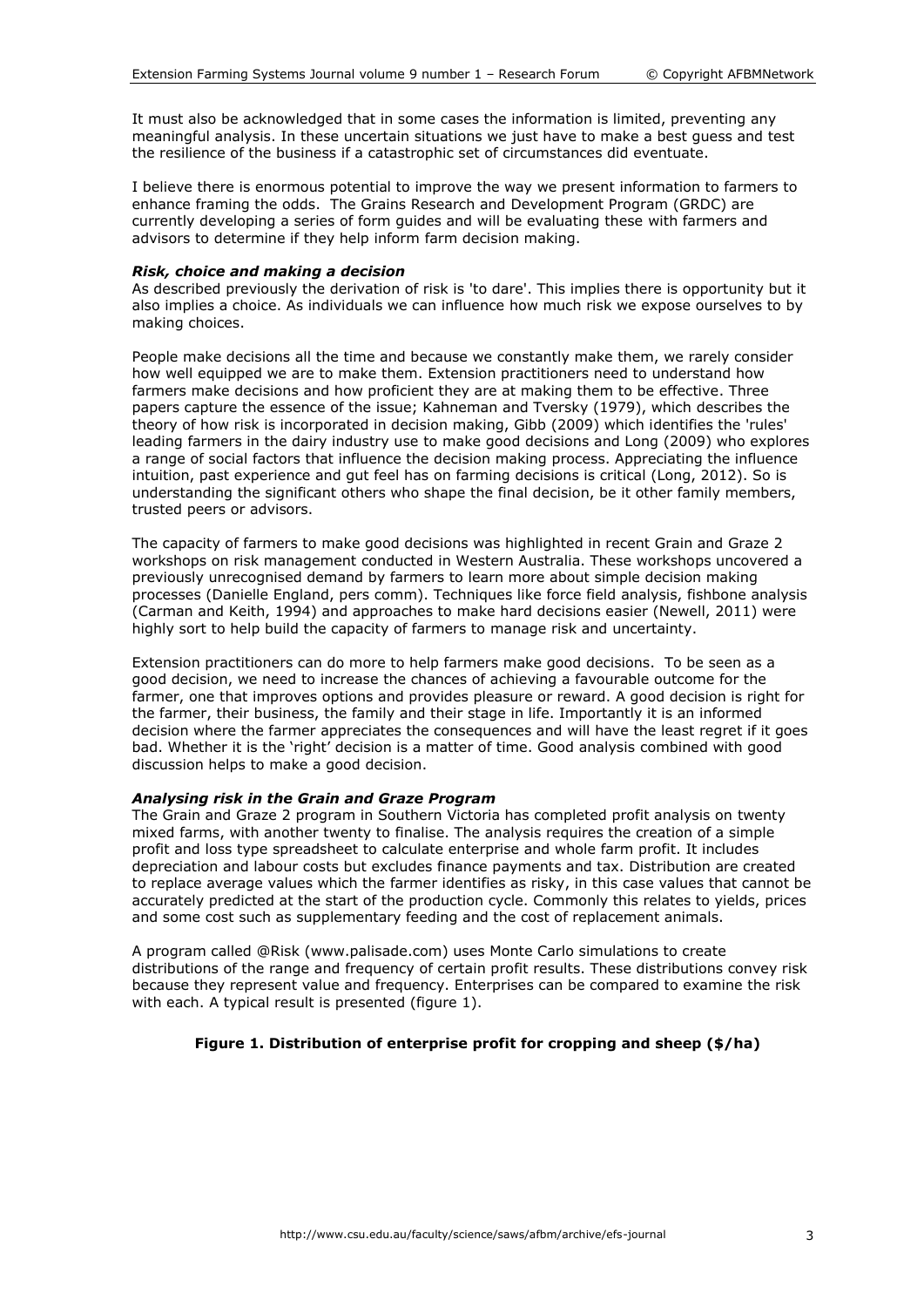It must also be acknowledged that in some cases the information is limited, preventing any meaningful analysis. In these uncertain situations we just have to make a best guess and test the resilience of the business if a catastrophic set of circumstances did eventuate.

I believe there is enormous potential to improve the way we present information to farmers to enhance framing the odds. The Grains Research and Development Program (GRDC) are currently developing a series of form guides and will be evaluating these with farmers and advisors to determine if they help inform farm decision making.

### *Risk, choice and making a decision*

As described previously the derivation of risk is 'to dare'. This implies there is opportunity but it also implies a choice. As individuals we can influence how much risk we expose ourselves to by making choices.

People make decisions all the time and because we constantly make them, we rarely consider how well equipped we are to make them. Extension practitioners need to understand how farmers make decisions and how proficient they are at making them to be effective. Three papers capture the essence of the issue; Kahneman and Tversky (1979), which describes the theory of how risk is incorporated in decision making, Gibb (2009) which identifies the 'rules' leading farmers in the dairy industry use to make good decisions and Long (2009) who explores a range of social factors that influence the decision making process. Appreciating the influence intuition, past experience and gut feel has on farming decisions is critical (Long, 2012). So is understanding the significant others who shape the final decision, be it other family members, trusted peers or advisors.

The capacity of farmers to make good decisions was highlighted in recent Grain and Graze 2 workshops on risk management conducted in Western Australia. These workshops uncovered a previously unrecognised demand by farmers to learn more about simple decision making processes (Danielle England, pers comm). Techniques like force field analysis, fishbone analysis (Carman and Keith, 1994) and approaches to make hard decisions easier (Newell, 2011) were highly sort to help build the capacity of farmers to manage risk and uncertainty.

Extension practitioners can do more to help farmers make good decisions. To be seen as a good decision, we need to increase the chances of achieving a favourable outcome for the farmer, one that improves options and provides pleasure or reward. A good decision is right for the farmer, their business, the family and their stage in life. Importantly it is an informed decision where the farmer appreciates the consequences and will have the least regret if it goes bad. Whether it is the 'right' decision is a matter of time. Good analysis combined with good discussion helps to make a good decision.

### *Analysing risk in the Grain and Graze Program*

The Grain and Graze 2 program in Southern Victoria has completed profit analysis on twenty mixed farms, with another twenty to finalise. The analysis requires the creation of a simple profit and loss type spreadsheet to calculate enterprise and whole farm profit. It includes depreciation and labour costs but excludes finance payments and tax. Distribution are created to replace average values which the farmer identifies as risky, in this case values that cannot be accurately predicted at the start of the production cycle. Commonly this relates to yields, prices and some cost such as supplementary feeding and the cost of replacement animals.

A program called @Risk (www.palisade.com) uses Monte Carlo simulations to create distributions of the range and frequency of certain profit results. These distributions convey risk because they represent value and frequency. Enterprises can be compared to examine the risk with each. A typical result is presented (figure 1).

**Figure 1. Distribution of enterprise profit for cropping and sheep ($/ha)**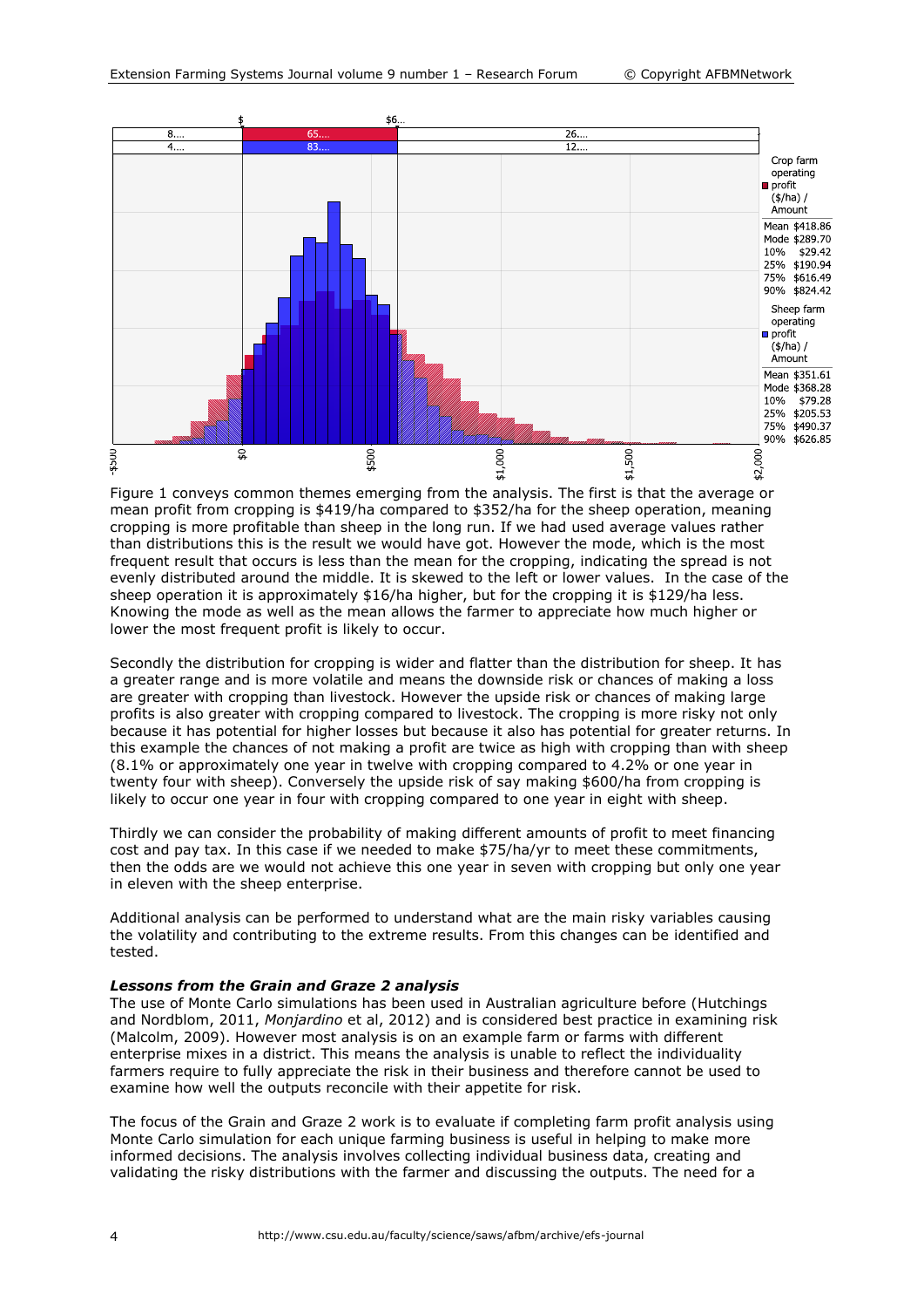| | | |
|---|---|---|
| Crop farm operating profit ($/ha) / Amount | | |
| Mean | $418.86 | |
| Mode | $289.70 | |
| 10% | $29.42 | |
| 25% | $190.94 | |
| 75% | $616.49 | |
| 90% | $824.42 | |
| Sheep farm operating profit ($/ha) / Amount | | |
| Mean | $351.61 | |
| Mode | $368.28 | |
| 10% | $79.28 | |
| 25% | $205.53 | |
| 75% | $490.37 | |
| 90% | $626.85 | |

Figure 1 conveys common themes emerging from the analysis. The first is that the average or mean profit from cropping is $419/ha compared to $352/ha for the sheep operation, meaning cropping is more profitable than sheep in the long run. If we had used average values rather than distributions this is the result we would have got. However the mode, which is the most frequent result that occurs is less than the mean for the cropping, indicating the spread is not evenly distributed around the middle. It is skewed to the left or lower values. In the case of the sheep operation it is approximately $16/ha higher, but for the cropping it is $129/ha less. Knowing the mode as well as the mean allows the farmer to appreciate how much higher or lower the most frequent profit is likely to occur.

Secondly the distribution for cropping is wider and flatter than the distribution for sheep. It has a greater range and is more volatile and means the downside risk or chances of making a loss are greater with cropping than livestock. However the upside risk or chances of making large profits is also greater with cropping compared to livestock. The cropping is more risky not only because it has potential for higher losses but because it also has potential for greater returns. In this example the chances of not making a profit are twice as high with cropping than with sheep (8.1% or approximately one year in twelve with cropping compared to 4.2% or one year in twenty four with sheep). Conversely the upside risk of say making $600/ha from cropping is likely to occur one year in four with cropping compared to one year in eight with sheep.

Thirdly we can consider the probability of making different amounts of profit to meet financing cost and pay tax. In this case if we needed to make $75/ha/yr to meet these commitments, then the odds are we would not achieve this one year in seven with cropping but only one year in eleven with the sheep enterprise.

Additional analysis can be performed to understand what are the main risky variables causing the volatility and contributing to the extreme results. From this changes can be identified and tested.

***Lessons from the Grain and Graze 2 analysis***

The use of Monte Carlo simulations has been used in Australian agriculture before (Hutchings and Nordblom, 2011, *Monjardino* et al, 2012) and is considered best practice in examining risk (Malcolm, 2009). However most analysis is on an example farm or farms with different enterprise mixes in a district. This means the analysis is unable to reflect the individuality farmers require to fully appreciate the risk in their business and therefore cannot be used to examine how well the outputs reconcile with their appetite for risk.

The focus of the Grain and Graze 2 work is to evaluate if completing farm profit analysis using Monte Carlo simulation for each unique farming business is useful in helping to make more informed decisions. The analysis involves collecting individual business data, creating and validating the risky distributions with the farmer and discussing the outputs. The need for a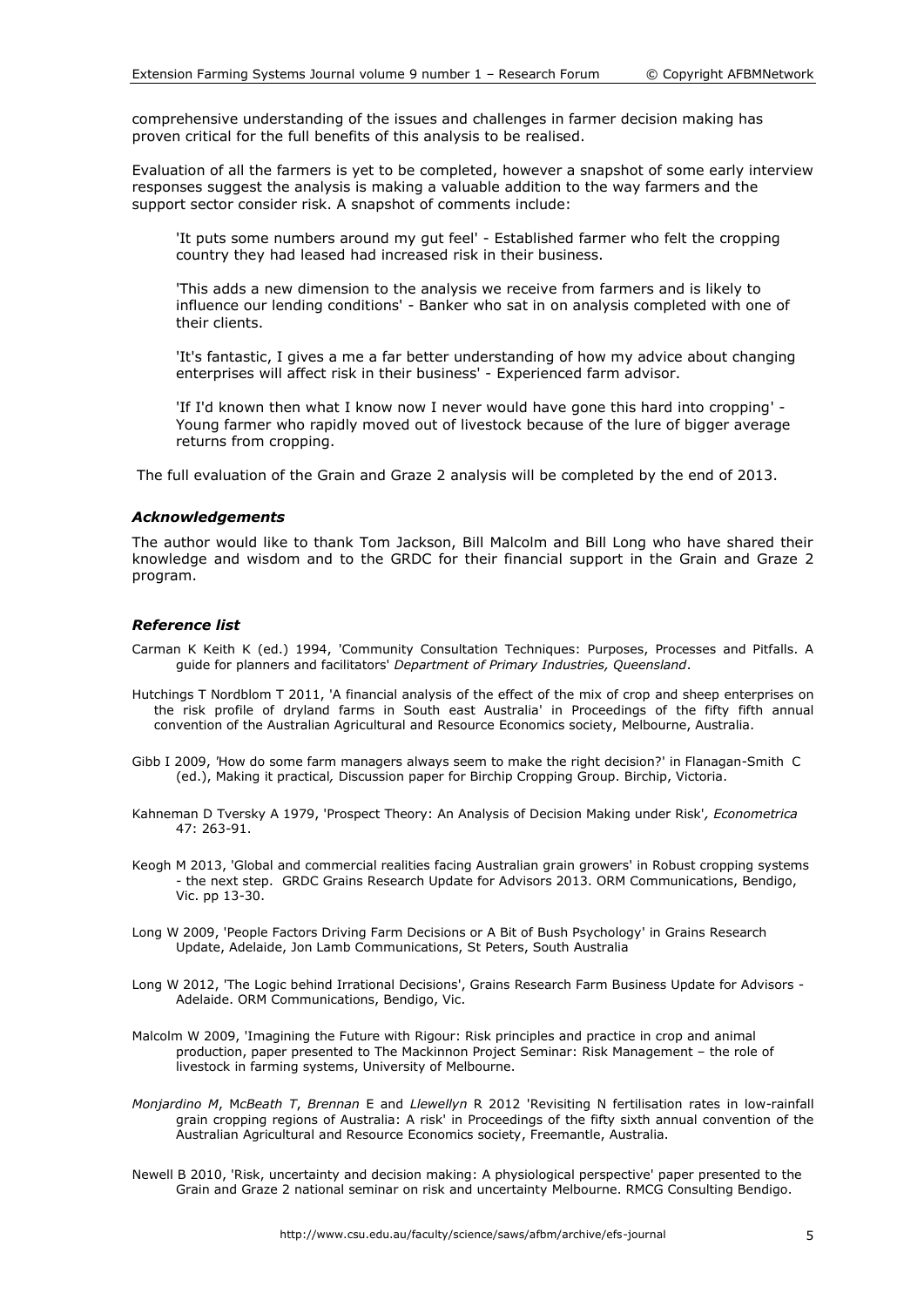comprehensive understanding of the issues and challenges in farmer decision making has proven critical for the full benefits of this analysis to be realised.

Evaluation of all the farmers is yet to be completed, however a snapshot of some early interview responses suggest the analysis is making a valuable addition to the way farmers and the support sector consider risk. A snapshot of comments include:

> 'It puts some numbers around my gut feel' - Established farmer who felt the cropping country they had leased had increased risk in their business.
>
> 'This adds a new dimension to the analysis we receive from farmers and is likely to influence our lending conditions' - Banker who sat in on analysis completed with one of their clients.
>
> 'It's fantastic, I gives a me a far better understanding of how my advice about changing enterprises will affect risk in their business' - Experienced farm advisor.
>
> 'If I'd known then what I know now I never would have gone this hard into cropping' - Young farmer who rapidly moved out of livestock because of the lure of bigger average returns from cropping.

The full evaluation of the Grain and Graze 2 analysis will be completed by the end of 2013.

### *Acknowledgements*

The author would like to thank Tom Jackson, Bill Malcolm and Bill Long who have shared their knowledge and wisdom and to the GRDC for their financial support in the Grain and Graze 2 program.

### *Reference list*

Carman K Keith K (ed.) 1994, 'Community Consultation Techniques: Purposes, Processes and Pitfalls. A guide for planners and facilitators' *Department of Primary Industries, Queensland*.

Hutchings T Nordblom T 2011, 'A financial analysis of the effect of the mix of crop and sheep enterprises on the risk profile of dryland farms in South east Australia' in Proceedings of the fifty fifth annual convention of the Australian Agricultural and Resource Economics society, Melbourne, Australia.

Gibb I 2009, 'How do some farm managers always seem to make the right decision?' in Flanagan-Smith C (ed.), Making it practical*,* Discussion paper for Birchip Cropping Group. Birchip, Victoria.

Kahneman D Tversky A 1979, 'Prospect Theory: An Analysis of Decision Making under Risk'*, Econometrica* 47: 263-91.

Keogh M 2013, 'Global and commercial realities facing Australian grain growers' in Robust cropping systems - the next step. GRDC Grains Research Update for Advisors 2013. ORM Communications, Bendigo, Vic. pp 13-30.

Long W 2009, 'People Factors Driving Farm Decisions or A Bit of Bush Psychology' in Grains Research Update, Adelaide, Jon Lamb Communications, St Peters, South Australia

Long W 2012, 'The Logic behind Irrational Decisions', Grains Research Farm Business Update for Advisors - Adelaide. ORM Communications, Bendigo, Vic.

Malcolm W 2009, 'Imagining the Future with Rigour: Risk principles and practice in crop and animal production, paper presented to The Mackinnon Project Seminar: Risk Management – the role of livestock in farming systems, University of Melbourne.

*Monjardino M*, M*cBeath T*, *Brennan* E and *Llewellyn* R 2012 'Revisiting N fertilisation rates in low-rainfall grain cropping regions of Australia: A risk' in Proceedings of the fifty sixth annual convention of the Australian Agricultural and Resource Economics society, Freemantle, Australia.

Newell B 2010, 'Risk, uncertainty and decision making: A physiological perspective' paper presented to the Grain and Graze 2 national seminar on risk and uncertainty Melbourne. RMCG Consulting Bendigo.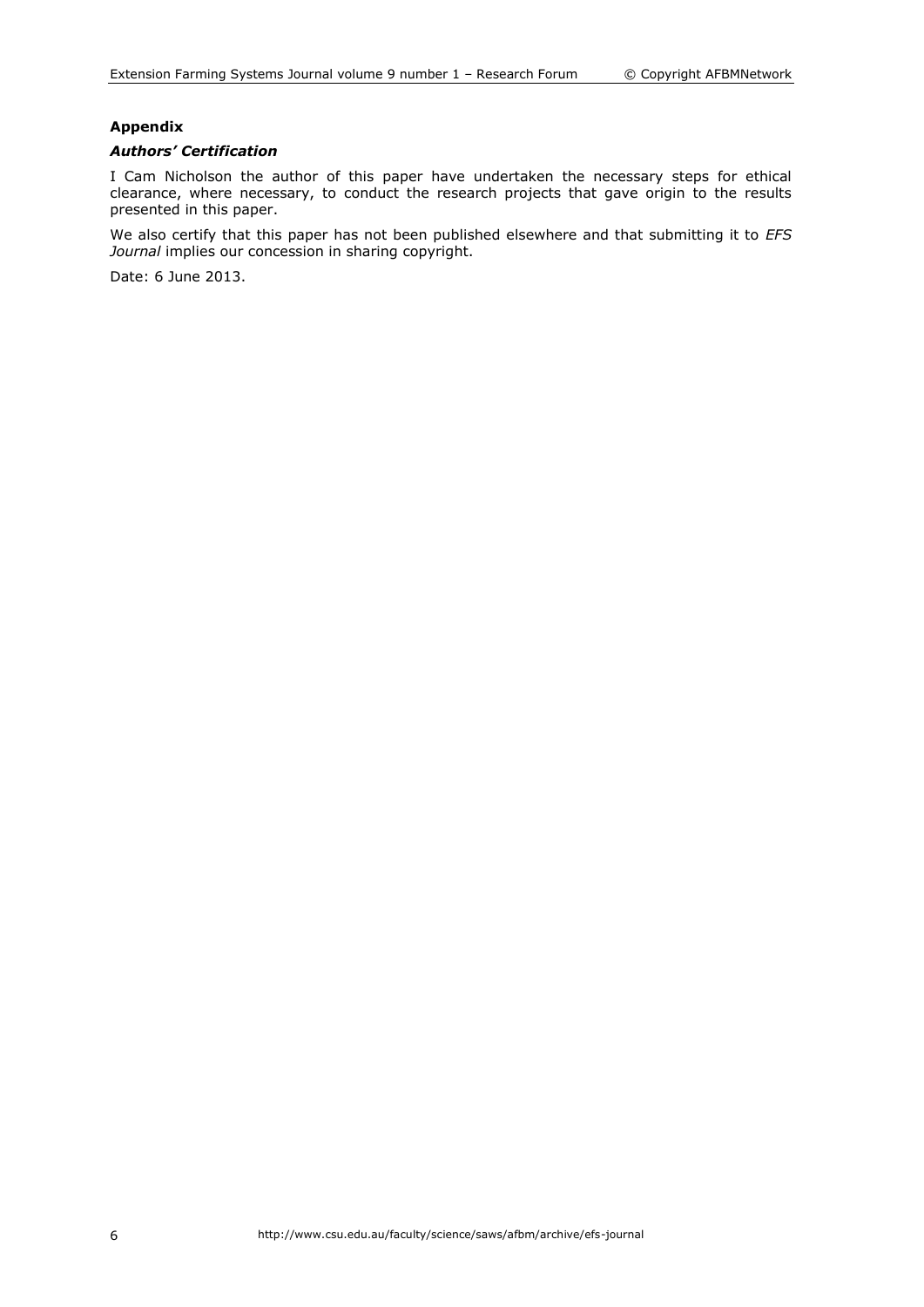## Appendix

### *Authors' Certification*

I Cam Nicholson the author of this paper have undertaken the necessary steps for ethical clearance, where necessary, to conduct the research projects that gave origin to the results presented in this paper.

We also certify that this paper has not been published elsewhere and that submitting it to *EFS Journal* implies our concession in sharing copyright.

Date: 6 June 2013.